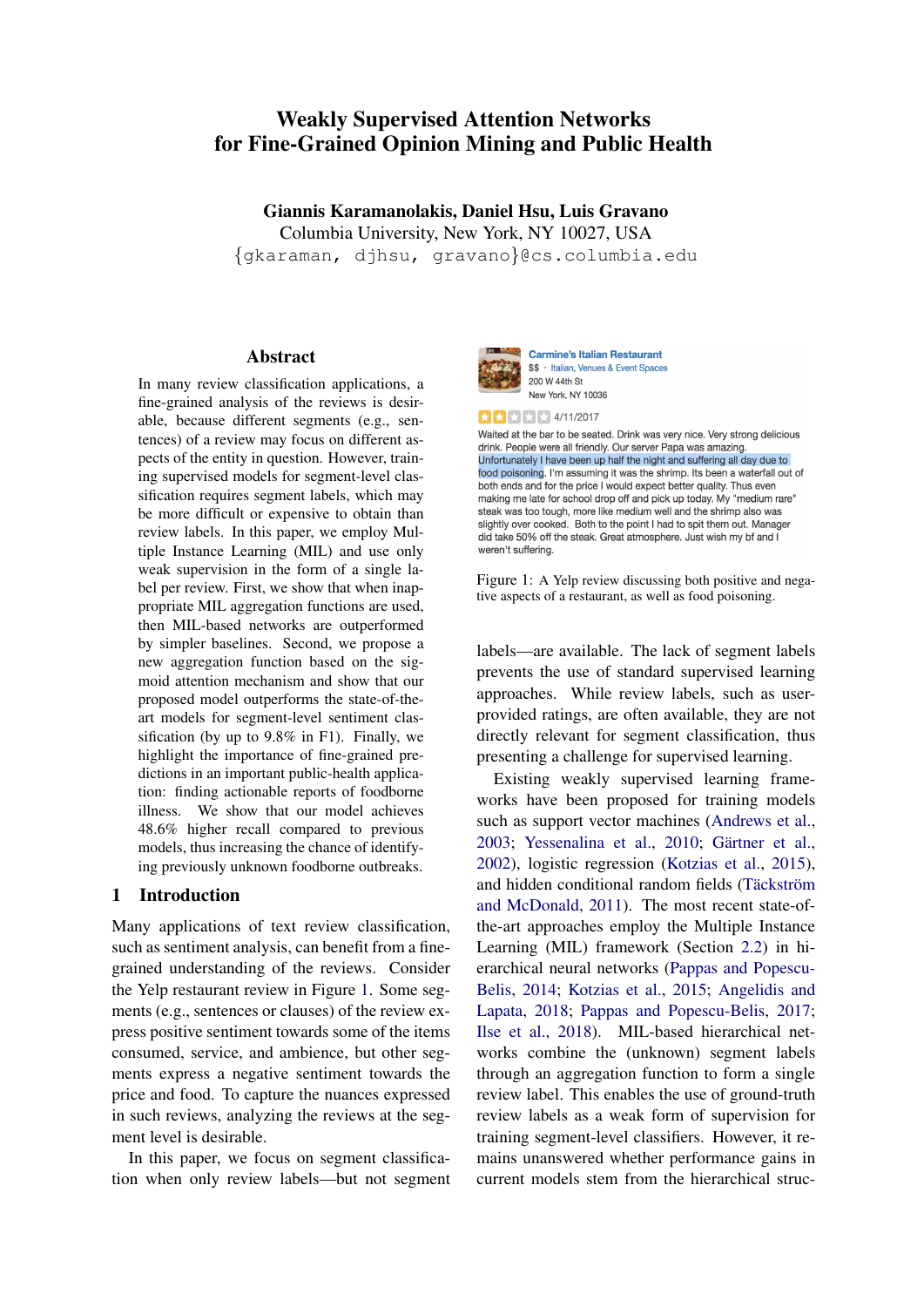# Weakly Supervised Attention Networks for Fine-Grained Opinion Mining and Public Health

**Giannis Karamanolakis, Daniel Hsu, Luis Gravano**
Columbia University, New York, NY 10027, USA
{gkaraman, djhsu, gravano}@cs.columbia.edu

## Abstract

In many review classification applications, a fine-grained analysis of the reviews is desirable, because different segments (e.g., sentences) of a review may focus on different aspects of the entity in question. However, training supervised models for segment-level classification requires segment labels, which may be more difficult or expensive to obtain than review labels. In this paper, we employ Multiple Instance Learning (MIL) and use only weak supervision in the form of a single label per review. First, we show that when inappropriate MIL aggregation functions are used, then MIL-based networks are outperformed by simpler baselines. Second, we propose a new aggregation function based on the sigmoid attention mechanism and show that our proposed model outperforms the state-of-the-art models for segment-level sentiment classification (by up to 9.8% in F1). Finally, we highlight the importance of fine-grained predictions in an important public-health application: finding actionable reports of foodborne illness. We show that our model achieves 48.6% higher recall compared to previous models, thus increasing the chance of identifying previously unknown foodborne outbreaks.

## 1 Introduction

Many applications of text review classification, such as sentiment analysis, can benefit from a fine-grained understanding of the reviews. Consider the Yelp restaurant review in Figure 1. Some segments (e.g., sentences or clauses) of the review express positive sentiment towards some of the items consumed, service, and ambience, but other segments express a negative sentiment towards the price and food. To capture the nuances expressed in such reviews, analyzing the reviews at the segment level is desirable.

In this paper, we focus on segment classification when only review labels—but not segment labels—are available. The lack of segment labels prevents the use of standard supervised learning approaches. While review labels, such as user-provided ratings, are often available, they are not directly relevant for segment classification, thus presenting a challenge for supervised learning.

Existing weakly supervised learning frameworks have been proposed for training models such as support vector machines (Andrews et al., 2003; Yessenalina et al., 2010; Gärtner et al., 2002), logistic regression (Kotzias et al., 2015), and hidden conditional random fields (Täckström and McDonald, 2011). The most recent state-of-the-art approaches employ the Multiple Instance Learning (MIL) framework (Section 2.2) in hierarchical neural networks (Pappas and Popescu-Belis, 2014; Kotzias et al., 2015; Angelidis and Lapata, 2018; Pappas and Popescu-Belis, 2017; Ilse et al., 2018). MIL-based hierarchical networks combine the (unknown) segment labels through an aggregation function to form a single review label. This enables the use of ground-truth review labels as a weak form of supervision for training segment-level classifiers. However, it remains unanswered whether performance gains in current models stem from the hierarchical struc-

Carmine's Italian Restaurant
$$ · Italian, Venues & Event Spaces
200 W 44th St
New York, NY 10036

4/11/2017

Waited at the bar to be seated. Drink was very nice. Very strong delicious drink. People were all friendly. Our server Papa was amazing. Unfortunately I have been up half the night and suffering all day due to food poisoning. I'm assuming it was the shrimp. Its been a waterfall out of both ends and for the price I would expect better quality. Thus even making me late for school drop off and pick up today. My "medium rare" steak was too tough, more like medium well and the shrimp also was slightly over cooked. Both to the point I had to spit them out. Manager did take 50% off the steak. Great atmosphere. Just wish my bf and I weren't suffering.

Figure 1: A Yelp review discussing both positive and negative aspects of a restaurant, as well as food poisoning.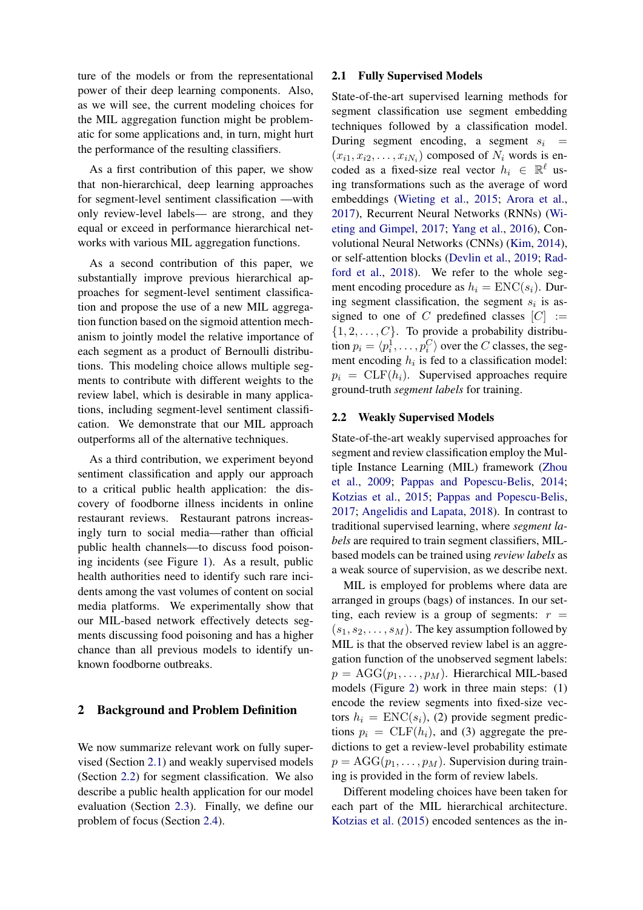ture of the models or from the representational power of their deep learning components. Also, as we will see, the current modeling choices for the MIL aggregation function might be problematic for some applications and, in turn, might hurt the performance of the resulting classifiers.

As a first contribution of this paper, we show that non-hierarchical, deep learning approaches for segment-level sentiment classification —with only review-level labels— are strong, and they equal or exceed in performance hierarchical networks with various MIL aggregation functions.

As a second contribution of this paper, we substantially improve previous hierarchical approaches for segment-level sentiment classification and propose the use of a new MIL aggregation function based on the sigmoid attention mechanism to jointly model the relative importance of each segment as a product of Bernoulli distributions. This modeling choice allows multiple segments to contribute with different weights to the review label, which is desirable in many applications, including segment-level sentiment classification. We demonstrate that our MIL approach outperforms all of the alternative techniques.

As a third contribution, we experiment beyond sentiment classification and apply our approach to a critical public health application: the discovery of foodborne illness incidents in online restaurant reviews. Restaurant patrons increasingly turn to social media—rather than official public health channels—to discuss food poisoning incidents (see Figure 1). As a result, public health authorities need to identify such rare incidents among the vast volumes of content on social media platforms. We experimentally show that our MIL-based network effectively detects segments discussing food poisoning and has a higher chance than all previous models to identify unknown foodborne outbreaks.

## 2 Background and Problem Definition

We now summarize relevant work on fully supervised (Section 2.1) and weakly supervised models (Section 2.2) for segment classification. We also describe a public health application for our model evaluation (Section 2.3). Finally, we define our problem of focus (Section 2.4).

### 2.1 Fully Supervised Models

State-of-the-art supervised learning methods for segment classification use segment embedding techniques followed by a classification model. During segment encoding, a segment $s_i = (x_{i1}, x_{i2}, \ldots, x_{iN_i})$ composed of $N_i$ words is encoded as a fixed-size real vector $h_i \in \mathbb{R}^\ell$ using transformations such as the average of word embeddings (Wieting et al., 2015; Arora et al., 2017), Recurrent Neural Networks (RNNs) (Wieting and Gimpel, 2017; Yang et al., 2016), Convolutional Neural Networks (CNNs) (Kim, 2014), or self-attention blocks (Devlin et al., 2019; Radford et al., 2018). We refer to the whole segment encoding procedure as $h_i = \text{ENC}(s_i)$. During segment classification, the segment $s_i$ is assigned to one of $C$ predefined classes $[C] := \{1, 2, \ldots, C\}$. To provide a probability distribution $p_i = \langle p_i^1, \ldots, p_i^C \rangle$ over the $C$ classes, the segment encoding $h_i$ is fed to a classification model: $p_i = \text{CLF}(h_i)$. Supervised approaches require ground-truth *segment labels* for training.

### 2.2 Weakly Supervised Models

State-of-the-art weakly supervised approaches for segment and review classification employ the Multiple Instance Learning (MIL) framework (Zhou et al., 2009; Pappas and Popescu-Belis, 2014; Kotzias et al., 2015; Pappas and Popescu-Belis, 2017; Angelidis and Lapata, 2018). In contrast to traditional supervised learning, where *segment labels* are required to train segment classifiers, MIL-based models can be trained using *review labels* as a weak source of supervision, as we describe next.

MIL is employed for problems where data are arranged in groups (bags) of instances. In our setting, each review is a group of segments: $r = (s_1, s_2, \ldots, s_M)$. The key assumption followed by MIL is that the observed review label is an aggregation function of the unobserved segment labels: $p = \text{AGG}(p_1, \ldots, p_M)$. Hierarchical MIL-based models (Figure 2) work in three main steps: (1) encode the review segments into fixed-size vectors $h_i = \text{ENC}(s_i)$, (2) provide segment predictions $p_i = \text{CLF}(h_i)$, and (3) aggregate the predictions to get a review-level probability estimate $p = \text{AGG}(p_1, \ldots, p_M)$. Supervision during training is provided in the form of review labels.

Different modeling choices have been taken for each part of the MIL hierarchical architecture. Kotzias et al. (2015) encoded sentences as the in-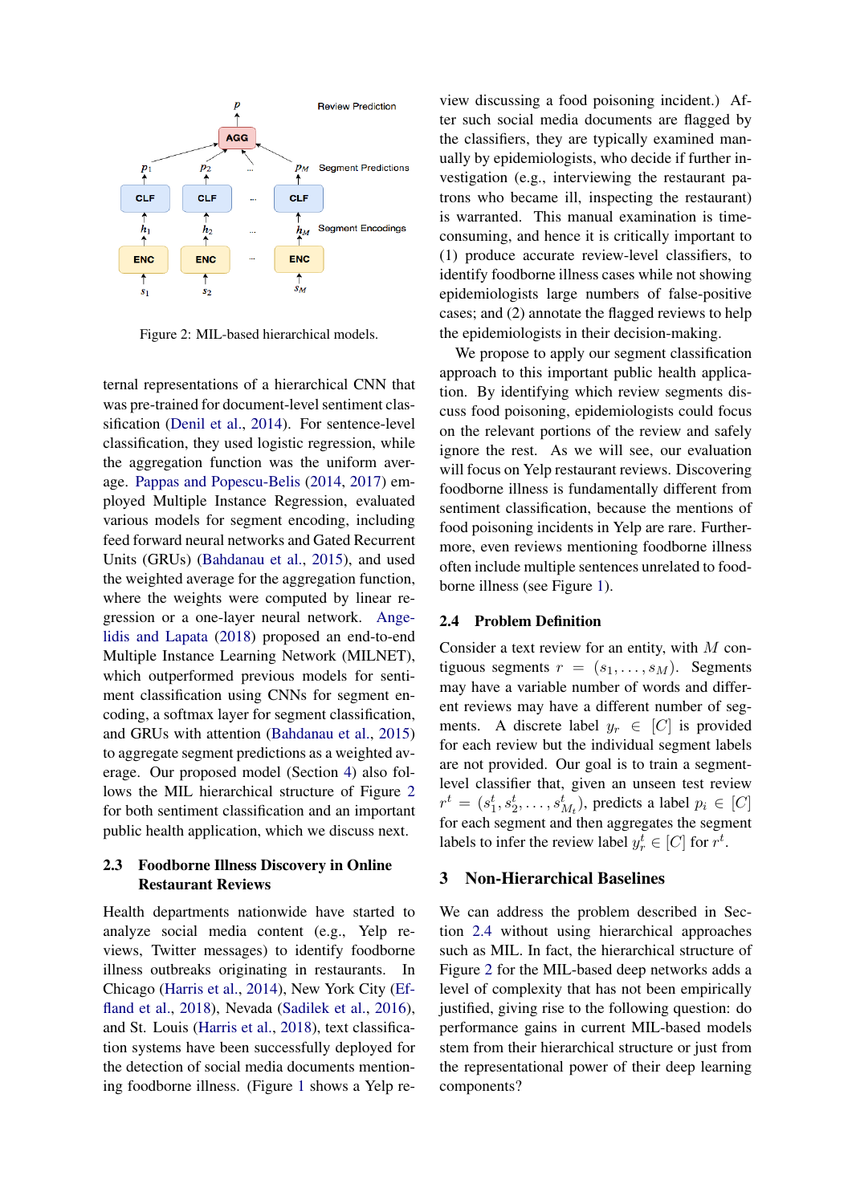Figure 2: MIL-based hierarchical models.

ternal representations of a hierarchical CNN that was pre-trained for document-level sentiment classification (Denil et al., 2014). For sentence-level classification, they used logistic regression, while the aggregation function was the uniform average. Pappas and Popescu-Belis (2014, 2017) employed Multiple Instance Regression, evaluated various models for segment encoding, including feed forward neural networks and Gated Recurrent Units (GRUs) (Bahdanau et al., 2015), and used the weighted average for the aggregation function, where the weights were computed by linear regression or a one-layer neural network. Angelidis and Lapata (2018) proposed an end-to-end Multiple Instance Learning Network (MILNET), which outperformed previous models for sentiment classification using CNNs for segment encoding, a softmax layer for segment classification, and GRUs with attention (Bahdanau et al., 2015) to aggregate segment predictions as a weighted average. Our proposed model (Section 4) also follows the MIL hierarchical structure of Figure 2 for both sentiment classification and an important public health application, which we discuss next.

### 2.3 Foodborne Illness Discovery in Online Restaurant Reviews

Health departments nationwide have started to analyze social media content (e.g., Yelp reviews, Twitter messages) to identify foodborne illness outbreaks originating in restaurants. In Chicago (Harris et al., 2014), New York City (Effland et al., 2018), Nevada (Sadilek et al., 2016), and St. Louis (Harris et al., 2018), text classification systems have been successfully deployed for the detection of social media documents mentioning foodborne illness. (Figure 1 shows a Yelp review discussing a food poisoning incident.) After such social media documents are flagged by the classifiers, they are typically examined manually by epidemiologists, who decide if further investigation (e.g., interviewing the restaurant patrons who became ill, inspecting the restaurant) is warranted. This manual examination is time-consuming, and hence it is critically important to (1) produce accurate review-level classifiers, to identify foodborne illness cases while not showing epidemiologists large numbers of false-positive cases; and (2) annotate the flagged reviews to help the epidemiologists in their decision-making.

We propose to apply our segment classification approach to this important public health application. By identifying which review segments discuss food poisoning, epidemiologists could focus on the relevant portions of the review and safely ignore the rest. As we will see, our evaluation will focus on Yelp restaurant reviews. Discovering foodborne illness is fundamentally different from sentiment classification, because the mentions of food poisoning incidents in Yelp are rare. Furthermore, even reviews mentioning foodborne illness often include multiple sentences unrelated to foodborne illness (see Figure 1).

### 2.4 Problem Definition

Consider a text review for an entity, with $M$ contiguous segments $r = (s_1, \dots, s_M)$. Segments may have a variable number of words and different reviews may have a different number of segments. A discrete label $y_r \in [C]$ is provided for each review but the individual segment labels are not provided. Our goal is to train a segment-level classifier that, given an unseen test review $r^t = (s_1^t, s_2^t, \dots, s_{M_t}^t)$, predicts a label $p_i \in [C]$ for each segment and then aggregates the segment labels to infer the review label $y_r^t \in [C]$ for $r^t$.

## 3 Non-Hierarchical Baselines

We can address the problem described in Section 2.4 without using hierarchical approaches such as MIL. In fact, the hierarchical structure of Figure 2 for the MIL-based deep networks adds a level of complexity that has not been empirically justified, giving rise to the following question: do performance gains in current MIL-based models stem from their hierarchical structure or just from the representational power of their deep learning components?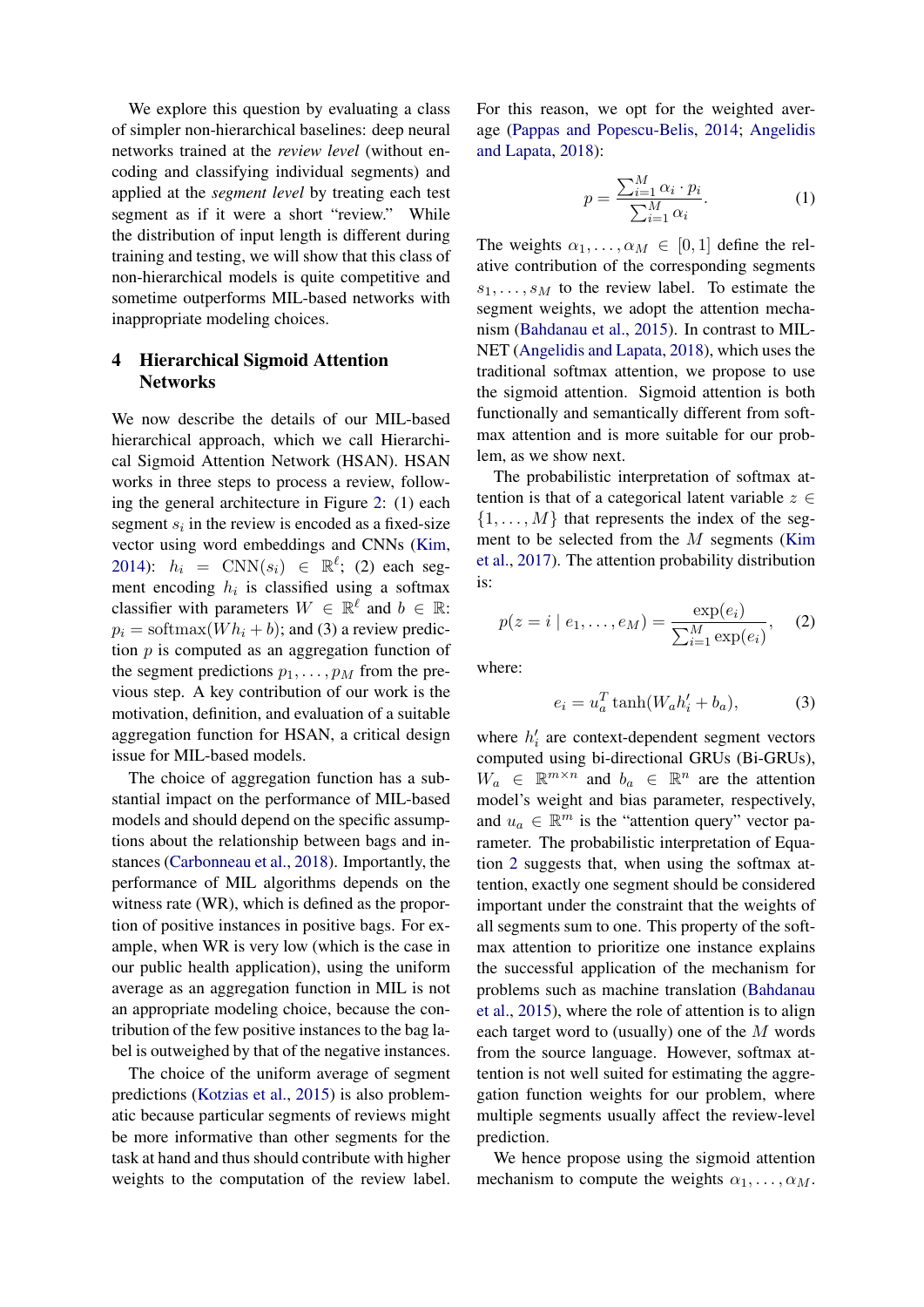We explore this question by evaluating a class of simpler non-hierarchical baselines: deep neural networks trained at the *review level* (without encoding and classifying individual segments) and applied at the *segment level* by treating each test segment as if it were a short "review." While the distribution of input length is different during training and testing, we will show that this class of non-hierarchical models is quite competitive and sometime outperforms MIL-based networks with inappropriate modeling choices.

## 4 Hierarchical Sigmoid Attention Networks

We now describe the details of our MIL-based hierarchical approach, which we call Hierarchical Sigmoid Attention Network (HSAN). HSAN works in three steps to process a review, following the general architecture in Figure 2: (1) each segment $s_i$ in the review is encoded as a fixed-size vector using word embeddings and CNNs (Kim, 2014): $h_i = \text{CNN}(s_i) \in \mathbb{R}^{\ell}$; (2) each segment encoding $h_i$ is classified using a softmax classifier with parameters $W \in \mathbb{R}^{\ell}$ and $b \in \mathbb{R}$: $p_i = \text{softmax}(Wh_i + b)$; and (3) a review prediction $p$ is computed as an aggregation function of the segment predictions $p_1, \ldots, p_M$ from the previous step. A key contribution of our work is the motivation, definition, and evaluation of a suitable aggregation function for HSAN, a critical design issue for MIL-based models.

The choice of aggregation function has a substantial impact on the performance of MIL-based models and should depend on the specific assumptions about the relationship between bags and instances (Carbonneau et al., 2018). Importantly, the performance of MIL algorithms depends on the witness rate (WR), which is defined as the proportion of positive instances in positive bags. For example, when WR is very low (which is the case in our public health application), using the uniform average as an aggregation function in MIL is not an appropriate modeling choice, because the contribution of the few positive instances to the bag label is outweighed by that of the negative instances.

The choice of the uniform average of segment predictions (Kotzias et al., 2015) is also problematic because particular segments of reviews might be more informative than other segments for the task at hand and thus should contribute with higher weights to the computation of the review label. For this reason, we opt for the weighted average (Pappas and Popescu-Belis, 2014; Angelidis and Lapata, 2018):

$$p = \frac{\sum_{i=1}^{M} \alpha_i \cdot p_i}{\sum_{i=1}^{M} \alpha_i}. \tag{1}$$

The weights $\alpha_1, \ldots, \alpha_M \in [0, 1]$ define the relative contribution of the corresponding segments $s_1, \ldots, s_M$ to the review label. To estimate the segment weights, we adopt the attention mechanism (Bahdanau et al., 2015). In contrast to MIL-NET (Angelidis and Lapata, 2018), which uses the traditional softmax attention, we propose to use the sigmoid attention. Sigmoid attention is both functionally and semantically different from softmax attention and is more suitable for our problem, as we show next.

The probabilistic interpretation of softmax attention is that of a categorical latent variable $z \in \{1, \ldots, M\}$ that represents the index of the segment to be selected from the $M$ segments (Kim et al., 2017). The attention probability distribution is:

$$p(z = i \mid e_1, \ldots, e_M) = \frac{\exp(e_i)}{\sum_{i=1}^{M} \exp(e_i)}, \tag{2}$$

where:

$$e_i = u_a^T \tanh(W_a h_i' + b_a), \tag{3}$$

where $h_i'$ are context-dependent segment vectors computed using bi-directional GRUs (Bi-GRUs), $W_a \in \mathbb{R}^{m \times n}$ and $b_a \in \mathbb{R}^n$ are the attention model's weight and bias parameter, respectively, and $u_a \in \mathbb{R}^m$ is the "attention query" vector parameter. The probabilistic interpretation of Equation 2 suggests that, when using the softmax attention, exactly one segment should be considered important under the constraint that the weights of all segments sum to one. This property of the softmax attention to prioritize one instance explains the successful application of the mechanism for problems such as machine translation (Bahdanau et al., 2015), where the role of attention is to align each target word to (usually) one of the $M$ words from the source language. However, softmax attention is not well suited for estimating the aggregation function weights for our problem, where multiple segments usually affect the review-level prediction.

We hence propose using the sigmoid attention mechanism to compute the weights $\alpha_1, \ldots, \alpha_M$.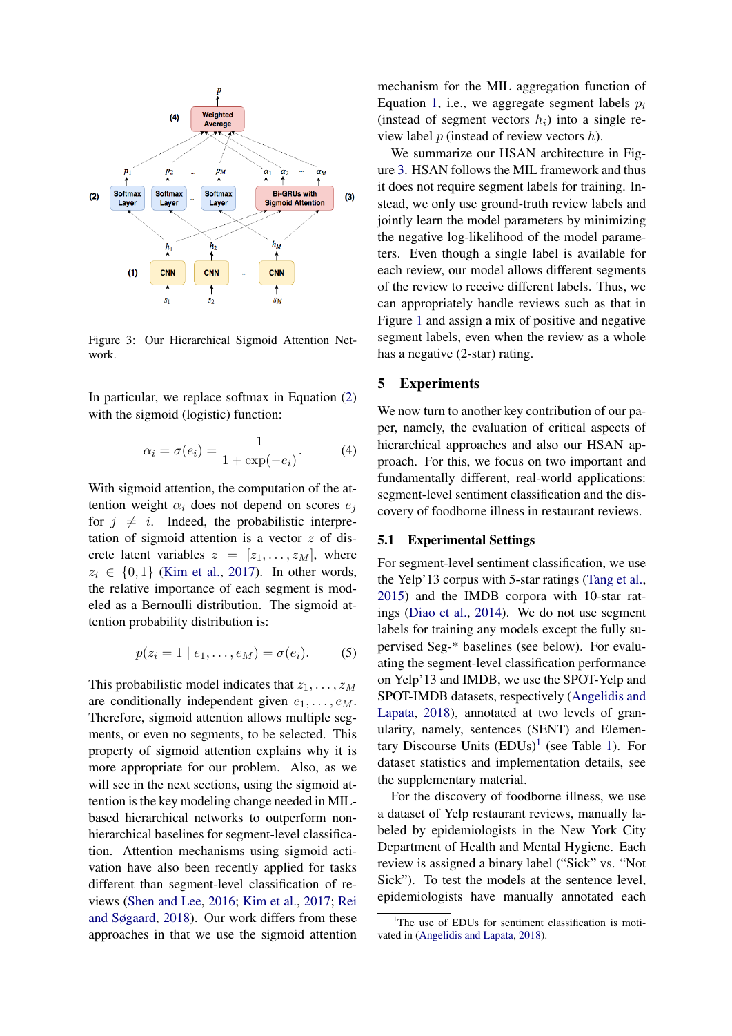Figure 3: Our Hierarchical Sigmoid Attention Network.

In particular, we replace softmax in Equation (2) with the sigmoid (logistic) function:

$$\alpha_i = \sigma(e_i) = \frac{1}{1 + \exp(-e_i)}. \quad (4)$$

With sigmoid attention, the computation of the attention weight $\alpha_i$ does not depend on scores $e_j$ for $j \neq i$. Indeed, the probabilistic interpretation of sigmoid attention is a vector $z$ of discrete latent variables $z = [z_1, \ldots, z_M]$, where $z_i \in \{0, 1\}$ (Kim et al., 2017). In other words, the relative importance of each segment is modeled as a Bernoulli distribution. The sigmoid attention probability distribution is:

$$p(z_i = 1 \mid e_1, \ldots, e_M) = \sigma(e_i). \quad (5)$$

This probabilistic model indicates that $z_1, \ldots, z_M$ are conditionally independent given $e_1, \ldots, e_M$. Therefore, sigmoid attention allows multiple segments, or even no segments, to be selected. This property of sigmoid attention explains why it is more appropriate for our problem. Also, as we will see in the next sections, using the sigmoid attention is the key modeling change needed in MIL-based hierarchical networks to outperform non-hierarchical baselines for segment-level classification. Attention mechanisms using sigmoid activation have also been recently applied for tasks different than segment-level classification of reviews (Shen and Lee, 2016; Kim et al., 2017; Rei and Søgaard, 2018). Our work differs from these approaches in that we use the sigmoid attention mechanism for the MIL aggregation function of Equation 1, i.e., we aggregate segment labels $p_i$ (instead of segment vectors $h_i$) into a single review label $p$ (instead of review vectors $h$).

We summarize our HSAN architecture in Figure 3. HSAN follows the MIL framework and thus it does not require segment labels for training. Instead, we only use ground-truth review labels and jointly learn the model parameters by minimizing the negative log-likelihood of the model parameters. Even though a single label is available for each review, our model allows different segments of the review to receive different labels. Thus, we can appropriately handle reviews such as that in Figure 1 and assign a mix of positive and negative segment labels, even when the review as a whole has a negative (2-star) rating.

## 5 Experiments

We now turn to another key contribution of our paper, namely, the evaluation of critical aspects of hierarchical approaches and also our HSAN approach. For this, we focus on two important and fundamentally different, real-world applications: segment-level sentiment classification and the discovery of foodborne illness in restaurant reviews.

### 5.1 Experimental Settings

For segment-level sentiment classification, we use the Yelp'13 corpus with 5-star ratings (Tang et al., 2015) and the IMDB corpora with 10-star ratings (Diao et al., 2014). We do not use segment labels for training any models except the fully supervised Seg-* baselines (see below). For evaluating the segment-level classification performance on Yelp'13 and IMDB, we use the SPOT-Yelp and SPOT-IMDB datasets, respectively (Angelidis and Lapata, 2018), annotated at two levels of granularity, namely, sentences (SENT) and Elementary Discourse Units (EDUs)[1] (see Table 1). For dataset statistics and implementation details, see the supplementary material.

For the discovery of foodborne illness, we use a dataset of Yelp restaurant reviews, manually labeled by epidemiologists in the New York City Department of Health and Mental Hygiene. Each review is assigned a binary label ("Sick" vs. "Not Sick"). To test the models at the sentence level, epidemiologists have manually annotated each

[1] The use of EDUs for sentiment classification is motivated in (Angelidis and Lapata, 2018).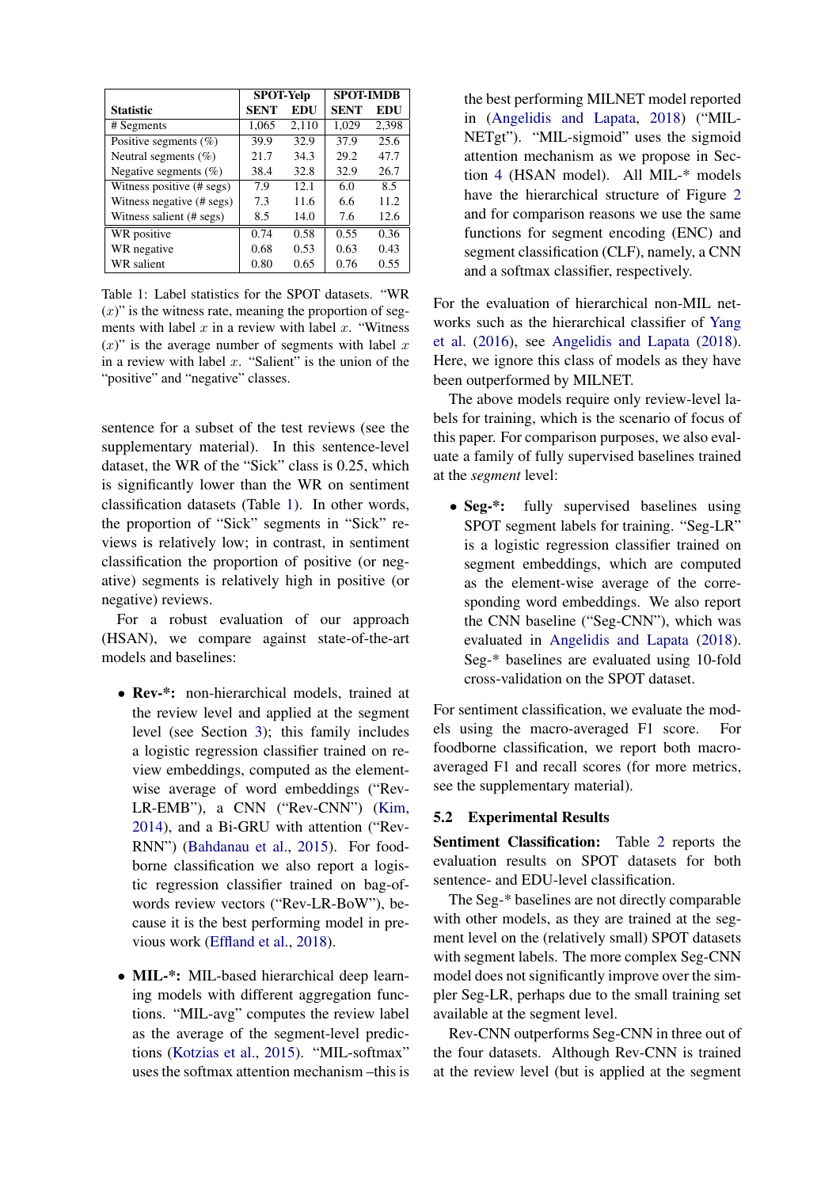| Statistic | SPOT-Yelp | | SPOT-IMDB | |
|---|---|---|---|---|
| | SENT | EDU | SENT | EDU |
| # Segments | 1,065 | 2,110 | 1,029 | 2,398 |
| Positive segments (%) | 39.9 | 32.9 | 37.9 | 25.6 |
| Neutral segments (%) | 21.7 | 34.3 | 29.2 | 47.7 |
| Negative segments (%) | 38.4 | 32.8 | 32.9 | 26.7 |
| Witness positive (# segs) | 7.9 | 12.1 | 6.0 | 8.5 |
| Witness negative (# segs) | 7.3 | 11.6 | 6.6 | 11.2 |
| Witness salient (# segs) | 8.5 | 14.0 | 7.6 | 12.6 |
| WR positive | 0.74 | 0.58 | 0.55 | 0.36 |
| WR negative | 0.68 | 0.53 | 0.63 | 0.43 |
| WR salient | 0.80 | 0.65 | 0.76 | 0.55 |

Table 1: Label statistics for the SPOT datasets. "WR ($x$)" is the witness rate, meaning the proportion of segments with label $x$ in a review with label $x$. "Witness ($x$)" is the average number of segments with label $x$ in a review with label $x$. "Salient" is the union of the "positive" and "negative" classes.

sentence for a subset of the test reviews (see the supplementary material). In this sentence-level dataset, the WR of the "Sick" class is 0.25, which is significantly lower than the WR on sentiment classification datasets (Table 1). In other words, the proportion of "Sick" segments in "Sick" reviews is relatively low; in contrast, in sentiment classification the proportion of positive (or negative) segments is relatively high in positive (or negative) reviews.

For a robust evaluation of our approach (HSAN), we compare against state-of-the-art models and baselines:

- **Rev-*:** non-hierarchical models, trained at the review level and applied at the segment level (see Section 3); this family includes a logistic regression classifier trained on review embeddings, computed as the element-wise average of word embeddings ("Rev-LR-EMB"), a CNN ("Rev-CNN") (Kim, 2014), and a Bi-GRU with attention ("Rev-RNN") (Bahdanau et al., 2015). For foodborne classification we also report a logistic regression classifier trained on bag-of-words review vectors ("Rev-LR-BoW"), because it is the best performing model in previous work (Effland et al., 2018).

- **MIL-*:** MIL-based hierarchical deep learning models with different aggregation functions. "MIL-avg" computes the review label as the average of the segment-level predictions (Kotzias et al., 2015). "MIL-softmax" uses the softmax attention mechanism –this is the best performing MILNET model reported in (Angelidis and Lapata, 2018) ("MILNETgt"). "MIL-sigmoid" uses the sigmoid attention mechanism as we propose in Section 4 (HSAN model). All MIL-* models have the hierarchical structure of Figure 2 and for comparison reasons we use the same functions for segment encoding (ENC) and segment classification (CLF), namely, a CNN and a softmax classifier, respectively.

For the evaluation of hierarchical non-MIL networks such as the hierarchical classifier of Yang et al. (2016), see Angelidis and Lapata (2018). Here, we ignore this class of models as they have been outperformed by MILNET.

The above models require only review-level labels for training, which is the scenario of focus of this paper. For comparison purposes, we also evaluate a family of fully supervised baselines trained at the *segment* level:

- **Seg-*:** fully supervised baselines using SPOT segment labels for training. "Seg-LR" is a logistic regression classifier trained on segment embeddings, which are computed as the element-wise average of the corresponding word embeddings. We also report the CNN baseline ("Seg-CNN"), which was evaluated in Angelidis and Lapata (2018). Seg-* baselines are evaluated using 10-fold cross-validation on the SPOT dataset.

For sentiment classification, we evaluate the models using the macro-averaged F1 score. For foodborne classification, we report both macro-averaged F1 and recall scores (for more metrics, see the supplementary material).

## 5.2 Experimental Results

**Sentiment Classification:** Table 2 reports the evaluation results on SPOT datasets for both sentence- and EDU-level classification.

The Seg-* baselines are not directly comparable with other models, as they are trained at the segment level on the (relatively small) SPOT datasets with segment labels. The more complex Seg-CNN model does not significantly improve over the simpler Seg-LR, perhaps due to the small training set available at the segment level.

Rev-CNN outperforms Seg-CNN in three out of the four datasets. Although Rev-CNN is trained at the review level (but is applied at the segment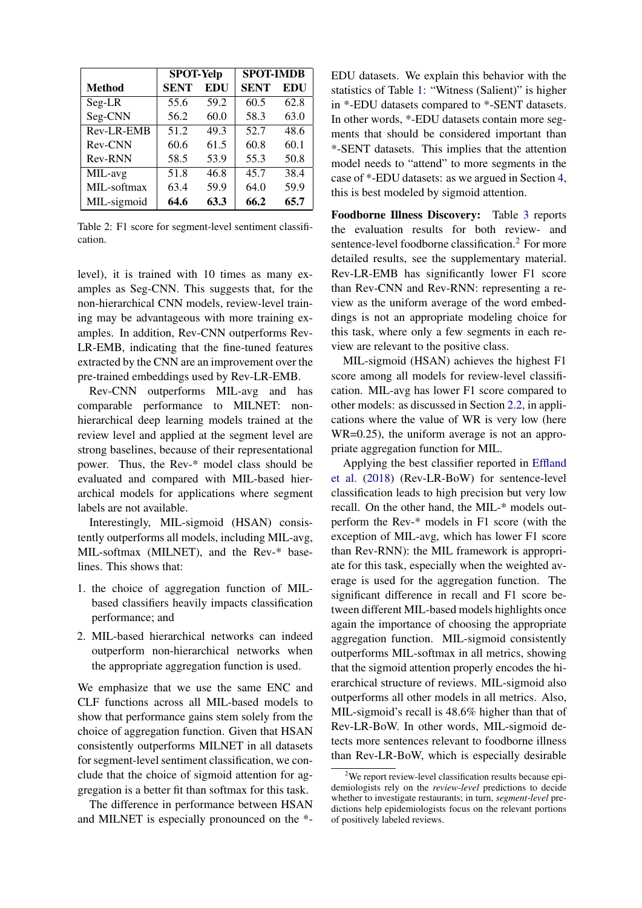| Method | SPOT-Yelp | | SPOT-IMDB | |
|---|---|---|---|---|
| | **SENT** | **EDU** | **SENT** | **EDU** |
| Seg-LR | 55.6 | 59.2 | 60.5 | 62.8 |
| Seg-CNN | 56.2 | 60.0 | 58.3 | 63.0 |
| Rev-LR-EMB | 51.2 | 49.3 | 52.7 | 48.6 |
| Rev-CNN | 60.6 | 61.5 | 60.8 | 60.1 |
| Rev-RNN | 58.5 | 53.9 | 55.3 | 50.8 |
| MIL-avg | 51.8 | 46.8 | 45.7 | 38.4 |
| MIL-softmax | 63.4 | 59.9 | 64.0 | 59.9 |
| MIL-sigmoid | **64.6** | **63.3** | **66.2** | **65.7** |

Table 2: F1 score for segment-level sentiment classification.

level), it is trained with 10 times as many examples as Seg-CNN. This suggests that, for the non-hierarchical CNN models, review-level training may be advantageous with more training examples. In addition, Rev-CNN outperforms Rev-LR-EMB, indicating that the fine-tuned features extracted by the CNN are an improvement over the pre-trained embeddings used by Rev-LR-EMB.

Rev-CNN outperforms MIL-avg and has comparable performance to MILNET: non-hierarchical deep learning models trained at the review level and applied at the segment level are strong baselines, because of their representational power. Thus, the Rev-* model class should be evaluated and compared with MIL-based hierarchical models for applications where segment labels are not available.

Interestingly, MIL-sigmoid (HSAN) consistently outperforms all models, including MIL-avg, MIL-softmax (MILNET), and the Rev-* baselines. This shows that:

1. the choice of aggregation function of MIL-based classifiers heavily impacts classification performance; and
2. MIL-based hierarchical networks can indeed outperform non-hierarchical networks when the appropriate aggregation function is used.

We emphasize that we use the same ENC and CLF functions across all MIL-based models to show that performance gains stem solely from the choice of aggregation function. Given that HSAN consistently outperforms MILNET in all datasets for segment-level sentiment classification, we conclude that the choice of sigmoid attention for aggregation is a better fit than softmax for this task.

The difference in performance between HSAN and MILNET is especially pronounced on the *-EDU datasets. We explain this behavior with the statistics of Table 1: "Witness (Salient)" is higher in *-EDU datasets compared to *-SENT datasets. In other words, *-EDU datasets contain more segments that should be considered important than *-SENT datasets. This implies that the attention model needs to "attend" to more segments in the case of *-EDU datasets: as we argued in Section 4, this is best modeled by sigmoid attention.

**Foodborne Illness Discovery:** Table 3 reports the evaluation results for both review- and sentence-level foodborne classification.[2] For more detailed results, see the supplementary material. Rev-LR-EMB has significantly lower F1 score than Rev-CNN and Rev-RNN: representing a review as the uniform average of the word embeddings is not an appropriate modeling choice for this task, where only a few segments in each review are relevant to the positive class.

MIL-sigmoid (HSAN) achieves the highest F1 score among all models for review-level classification. MIL-avg has lower F1 score compared to other models: as discussed in Section 2.2, in applications where the value of WR is very low (here WR=0.25), the uniform average is not an appropriate aggregation function for MIL.

Applying the best classifier reported in Effland et al. (2018) (Rev-LR-BoW) for sentence-level classification leads to high precision but very low recall. On the other hand, the MIL-* models outperform the Rev-* models in F1 score (with the exception of MIL-avg, which has lower F1 score than Rev-RNN): the MIL framework is appropriate for this task, especially when the weighted average is used for the aggregation function. The significant difference in recall and F1 score between different MIL-based models highlights once again the importance of choosing the appropriate aggregation function. MIL-sigmoid consistently outperforms MIL-softmax in all metrics, showing that the sigmoid attention properly encodes the hierarchical structure of reviews. MIL-sigmoid also outperforms all other models in all metrics. Also, MIL-sigmoid's recall is 48.6% higher than that of Rev-LR-BoW. In other words, MIL-sigmoid detects more sentences relevant to foodborne illness than Rev-LR-BoW, which is especially desirable

[2] We report review-level classification results because epidemiologists rely on the *review-level* predictions to decide whether to investigate restaurants; in turn, *segment-level* predictions help epidemiologists focus on the relevant portions of positively labeled reviews.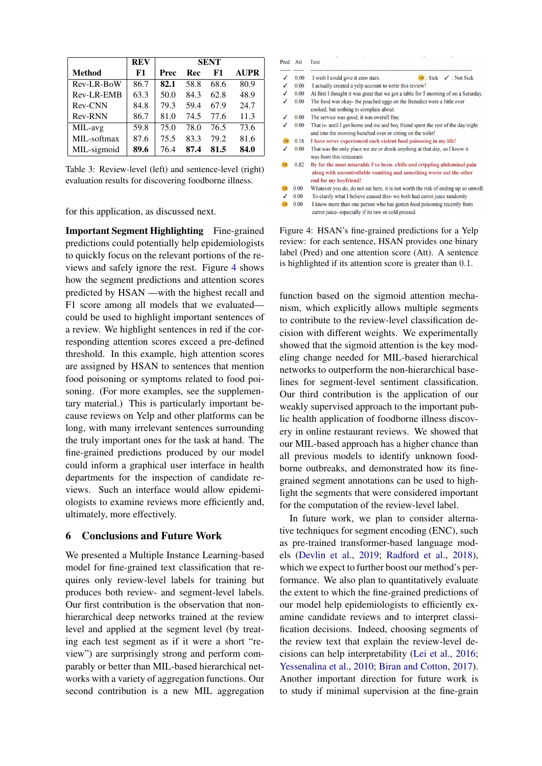| Method | REV F1 | SENT Prec | SENT Rec | SENT F1 | SENT AUPR |
|---|---|---|---|---|---|
| Rev-LR-BoW | 86.7 | **82.1** | 58.8 | 68.6 | 80.9 |
| Rev-LR-EMB | 63.3 | 50.0 | 84.3 | 62.8 | 48.9 |
| Rev-CNN | 84.8 | 79.3 | 59.4 | 67.9 | 24.7 |
| Rev-RNN | 86.7 | 81.0 | 74.5 | 77.6 | 11.3 |
| MIL-avg | 59.8 | 75.0 | 78.0 | 76.5 | 73.6 |
| MIL-softmax | 87.6 | 75.5 | 83.3 | 79.2 | 81.6 |
| MIL-sigmoid | **89.6** | 76.4 | **87.4** | **81.5** | **84.0** |

Table 3: Review-level (left) and sentence-level (right) evaluation results for discovering foodborne illness.

for this application, as discussed next.

**Important Segment Highlighting** Fine-grained predictions could potentially help epidemiologists to quickly focus on the relevant portions of the reviews and safely ignore the rest. Figure 4 shows how the segment predictions and attention scores predicted by HSAN —with the highest recall and F1 score among all models that we evaluated— could be used to highlight important sentences of a review. We highlight sentences in red if the corresponding attention scores exceed a pre-defined threshold. In this example, high attention scores are assigned by HSAN to sentences that mention food poisoning or symptoms related to food poisoning. (For more examples, see the supplementary material.) This is particularly important because reviews on Yelp and other platforms can be long, with many irrelevant sentences surrounding the truly important ones for the task at hand. The fine-grained predictions produced by our model could inform a graphical user interface in health departments for the inspection of candidate reviews. Such an interface would allow epidemiologists to examine reviews more efficiently and, ultimately, more effectively.

| Pred | Att | Text |
|---|---|---|
| ✓ | 0.00 | I wish I could give it zero stars. |
| ✓ | 0.00 | I actually created a yelp account to write this review! |
| ✓ | 0.00 | At first I thought it was great that we got a table for 5 morning of on a Saturday. |
| ✓ | 0.00 | The food was okay- the poached eggs on the Benedict were a little over cooked, but nothing to complain about. |
| ✓ | 0.00 | The service was good, it was overall fine. |
| ✓ | 0.00 | That is- until I got home and me and boy friend spent the rest of the day/night and into the morning hunched over or sitting on the toilet! |
| Sick | 0.18 | **I have never experienced such violent food poisoning in my life!** |
| ✓ | 0.00 | That was the only place we ate or drank anything at that day, so I know it was from this restaurant. |
| Sick | 0.82 | **By far the most miserable I've been- chills and crippling abdominal pain along with uncontrollable vomiting and something worse out the other end for my boyfriend!** |
| Sick | 0.00 | Whatever you do, do not eat here, it is not worth the risk of ending up so unwell. |
| ✓ | 0.00 | To clarify what I believe caused this- we both had carrot juice randomly. |
| Sick | 0.00 | I know more than one person who has gotten food poisoning recently from carrot juice- especially if its raw or cold pressed. |

Legend: Sick; ✓ : Not Sick

Figure 4: HSAN's fine-grained predictions for a Yelp review: for each sentence, HSAN provides one binary label (Pred) and one attention score (Att). A sentence is highlighted if its attention score is greater than 0.1.

## 6 Conclusions and Future Work

We presented a Multiple Instance Learning-based model for fine-grained text classification that requires only review-level labels for training but produces both review- and segment-level labels. Our first contribution is the observation that non-hierarchical deep networks trained at the review level and applied at the segment level (by treating each test segment as if it were a short "review") are surprisingly strong and perform comparably or better than MIL-based hierarchical networks with a variety of aggregation functions. Our second contribution is a new MIL aggregation function based on the sigmoid attention mechanism, which explicitly allows multiple segments to contribute to the review-level classification decision with different weights. We experimentally showed that the sigmoid attention is the key modeling change needed for MIL-based hierarchical networks to outperform the non-hierarchical baselines for segment-level sentiment classification. Our third contribution is the application of our weakly supervised approach to the important public health application of foodborne illness discovery in online restaurant reviews. We showed that our MIL-based approach has a higher chance than all previous models to identify unknown foodborne outbreaks, and demonstrated how its fine-grained segment annotations can be used to highlight the segments that were considered important for the computation of the review-level label.

In future work, we plan to consider alternative techniques for segment encoding (ENC), such as pre-trained transformer-based language models (Devlin et al., 2019; Radford et al., 2018), which we expect to further boost our method's performance. We also plan to quantitatively evaluate the extent to which the fine-grained predictions of our model help epidemiologists to efficiently examine candidate reviews and to interpret classification decisions. Indeed, choosing segments of the review text that explain the review-level decisions can help interpretability (Lei et al., 2016; Yessenalina et al., 2010; Biran and Cotton, 2017). Another important direction for future work is to study if minimal supervision at the fine-grain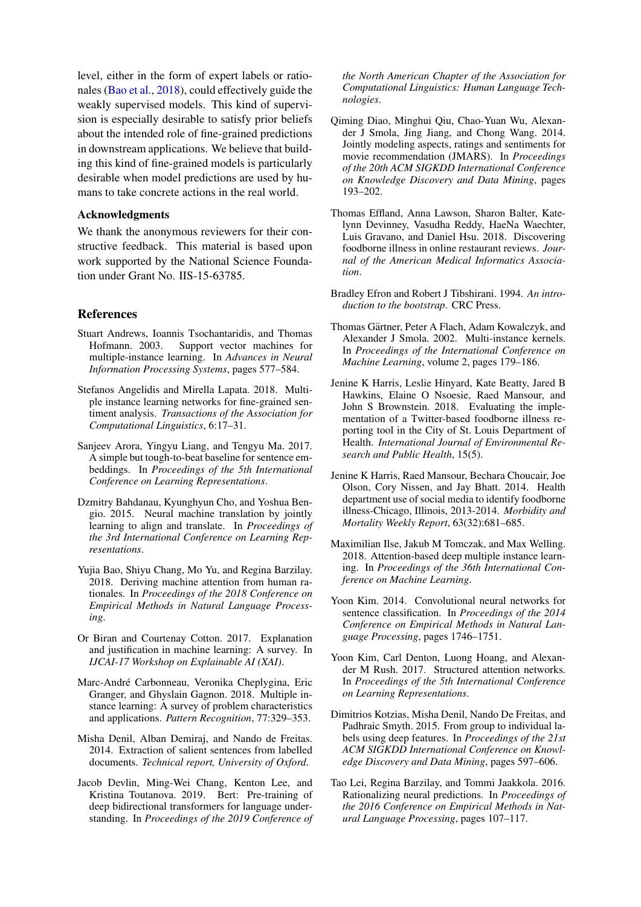level, either in the form of expert labels or rationales (Bao et al., 2018), could effectively guide the weakly supervised models. This kind of supervision is especially desirable to satisfy prior beliefs about the intended role of fine-grained predictions in downstream applications. We believe that building this kind of fine-grained models is particularly desirable when model predictions are used by humans to take concrete actions in the real world.

### Acknowledgments

We thank the anonymous reviewers for their constructive feedback. This material is based upon work supported by the National Science Foundation under Grant No. IIS-15-63785.

## References

Stuart Andrews, Ioannis Tsochantaridis, and Thomas Hofmann. 2003. Support vector machines for multiple-instance learning. In *Advances in Neural Information Processing Systems*, pages 577–584.

Stefanos Angelidis and Mirella Lapata. 2018. Multiple instance learning networks for fine-grained sentiment analysis. *Transactions of the Association for Computational Linguistics*, 6:17–31.

Sanjeev Arora, Yingyu Liang, and Tengyu Ma. 2017. A simple but tough-to-beat baseline for sentence embeddings. In *Proceedings of the 5th International Conference on Learning Representations*.

Dzmitry Bahdanau, Kyunghyun Cho, and Yoshua Bengio. 2015. Neural machine translation by jointly learning to align and translate. In *Proceedings of the 3rd International Conference on Learning Representations*.

Yujia Bao, Shiyu Chang, Mo Yu, and Regina Barzilay. 2018. Deriving machine attention from human rationales. In *Proceedings of the 2018 Conference on Empirical Methods in Natural Language Processing*.

Or Biran and Courtenay Cotton. 2017. Explanation and justification in machine learning: A survey. In *IJCAI-17 Workshop on Explainable AI (XAI)*.

Marc-André Carbonneau, Veronika Cheplygina, Eric Granger, and Ghyslain Gagnon. 2018. Multiple instance learning: A survey of problem characteristics and applications. *Pattern Recognition*, 77:329–353.

Misha Denil, Alban Demiraj, and Nando de Freitas. 2014. Extraction of salient sentences from labelled documents. *Technical report, University of Oxford*.

Jacob Devlin, Ming-Wei Chang, Kenton Lee, and Kristina Toutanova. 2019. Bert: Pre-training of deep bidirectional transformers for language understanding. In *Proceedings of the 2019 Conference of the North American Chapter of the Association for Computational Linguistics: Human Language Technologies*.

Qiming Diao, Minghui Qiu, Chao-Yuan Wu, Alexander J Smola, Jing Jiang, and Chong Wang. 2014. Jointly modeling aspects, ratings and sentiments for movie recommendation (JMARS). In *Proceedings of the 20th ACM SIGKDD International Conference on Knowledge Discovery and Data Mining*, pages 193–202.

Thomas Effland, Anna Lawson, Sharon Balter, Katelynn Devinney, Vasudha Reddy, HaeNa Waechter, Luis Gravano, and Daniel Hsu. 2018. Discovering foodborne illness in online restaurant reviews. *Journal of the American Medical Informatics Association*.

Bradley Efron and Robert J Tibshirani. 1994. *An introduction to the bootstrap*. CRC Press.

Thomas Gärtner, Peter A Flach, Adam Kowalczyk, and Alexander J Smola. 2002. Multi-instance kernels. In *Proceedings of the International Conference on Machine Learning*, volume 2, pages 179–186.

Jenine K Harris, Leslie Hinyard, Kate Beatty, Jared B Hawkins, Elaine O Nsoesie, Raed Mansour, and John S Brownstein. 2018. Evaluating the implementation of a Twitter-based foodborne illness reporting tool in the City of St. Louis Department of Health. *International Journal of Environmental Research and Public Health*, 15(5).

Jenine K Harris, Raed Mansour, Bechara Choucair, Joe Olson, Cory Nissen, and Jay Bhatt. 2014. Health department use of social media to identify foodborne illness-Chicago, Illinois, 2013-2014. *Morbidity and Mortality Weekly Report*, 63(32):681–685.

Maximilian Ilse, Jakub M Tomczak, and Max Welling. 2018. Attention-based deep multiple instance learning. In *Proceedings of the 36th International Conference on Machine Learning*.

Yoon Kim. 2014. Convolutional neural networks for sentence classification. In *Proceedings of the 2014 Conference on Empirical Methods in Natural Language Processing*, pages 1746–1751.

Yoon Kim, Carl Denton, Luong Hoang, and Alexander M Rush. 2017. Structured attention networks. In *Proceedings of the 5th International Conference on Learning Representations*.

Dimitrios Kotzias, Misha Denil, Nando De Freitas, and Padhraic Smyth. 2015. From group to individual labels using deep features. In *Proceedings of the 21st ACM SIGKDD International Conference on Knowledge Discovery and Data Mining*, pages 597–606.

Tao Lei, Regina Barzilay, and Tommi Jaakkola. 2016. Rationalizing neural predictions. In *Proceedings of the 2016 Conference on Empirical Methods in Natural Language Processing*, pages 107–117.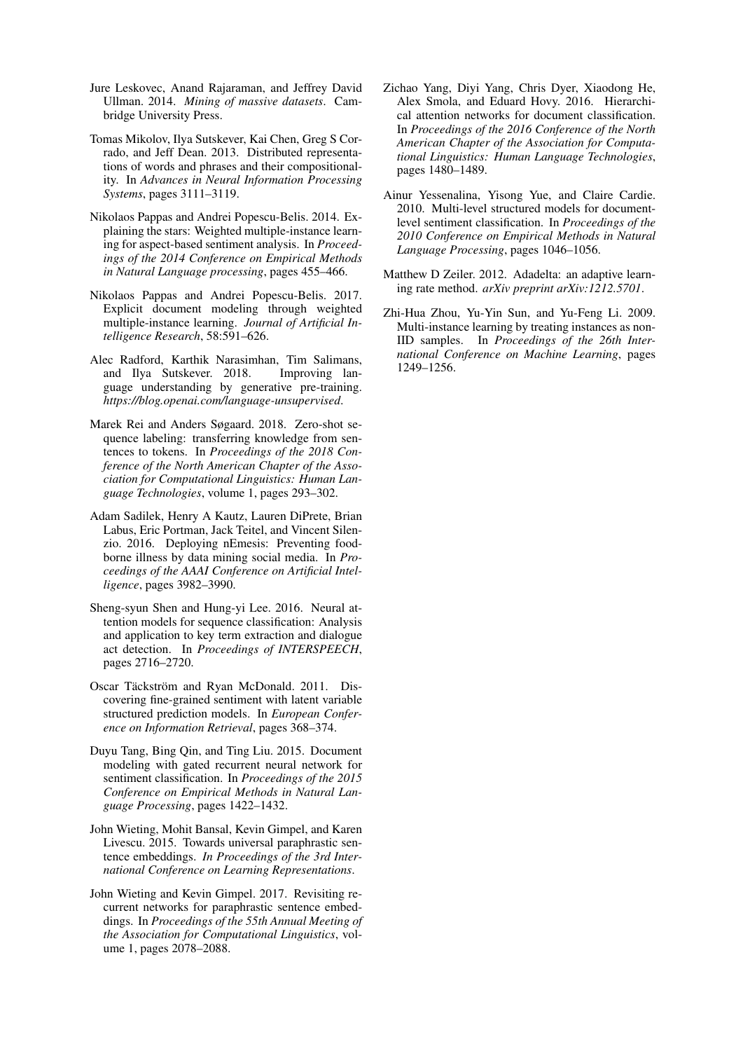Jure Leskovec, Anand Rajaraman, and Jeffrey David Ullman. 2014. *Mining of massive datasets*. Cambridge University Press.

Tomas Mikolov, Ilya Sutskever, Kai Chen, Greg S Corrado, and Jeff Dean. 2013. Distributed representations of words and phrases and their compositionality. In *Advances in Neural Information Processing Systems*, pages 3111–3119.

Nikolaos Pappas and Andrei Popescu-Belis. 2014. Explaining the stars: Weighted multiple-instance learning for aspect-based sentiment analysis. In *Proceedings of the 2014 Conference on Empirical Methods in Natural Language processing*, pages 455–466.

Nikolaos Pappas and Andrei Popescu-Belis. 2017. Explicit document modeling through weighted multiple-instance learning. *Journal of Artificial Intelligence Research*, 58:591–626.

Alec Radford, Karthik Narasimhan, Tim Salimans, and Ilya Sutskever. 2018. Improving language understanding by generative pre-training. *https://blog.openai.com/language-unsupervised*.

Marek Rei and Anders Søgaard. 2018. Zero-shot sequence labeling: transferring knowledge from sentences to tokens. In *Proceedings of the 2018 Conference of the North American Chapter of the Association for Computational Linguistics: Human Language Technologies*, volume 1, pages 293–302.

Adam Sadilek, Henry A Kautz, Lauren DiPrete, Brian Labus, Eric Portman, Jack Teitel, and Vincent Silenzio. 2016. Deploying nEmesis: Preventing foodborne illness by data mining social media. In *Proceedings of the AAAI Conference on Artificial Intelligence*, pages 3982–3990.

Sheng-syun Shen and Hung-yi Lee. 2016. Neural attention models for sequence classification: Analysis and application to key term extraction and dialogue act detection. In *Proceedings of INTERSPEECH*, pages 2716–2720.

Oscar Täckström and Ryan McDonald. 2011. Discovering fine-grained sentiment with latent variable structured prediction models. In *European Conference on Information Retrieval*, pages 368–374.

Duyu Tang, Bing Qin, and Ting Liu. 2015. Document modeling with gated recurrent neural network for sentiment classification. In *Proceedings of the 2015 Conference on Empirical Methods in Natural Language Processing*, pages 1422–1432.

John Wieting, Mohit Bansal, Kevin Gimpel, and Karen Livescu. 2015. Towards universal paraphrastic sentence embeddings. *In Proceedings of the 3rd International Conference on Learning Representations*.

John Wieting and Kevin Gimpel. 2017. Revisiting recurrent networks for paraphrastic sentence embeddings. In *Proceedings of the 55th Annual Meeting of the Association for Computational Linguistics*, volume 1, pages 2078–2088.

Zichao Yang, Diyi Yang, Chris Dyer, Xiaodong He, Alex Smola, and Eduard Hovy. 2016. Hierarchical attention networks for document classification. In *Proceedings of the 2016 Conference of the North American Chapter of the Association for Computational Linguistics: Human Language Technologies*, pages 1480–1489.

Ainur Yessenalina, Yisong Yue, and Claire Cardie. 2010. Multi-level structured models for document-level sentiment classification. In *Proceedings of the 2010 Conference on Empirical Methods in Natural Language Processing*, pages 1046–1056.

Matthew D Zeiler. 2012. Adadelta: an adaptive learning rate method. *arXiv preprint arXiv:1212.5701*.

Zhi-Hua Zhou, Yu-Yin Sun, and Yu-Feng Li. 2009. Multi-instance learning by treating instances as non-IID samples. In *Proceedings of the 26th International Conference on Machine Learning*, pages 1249–1256.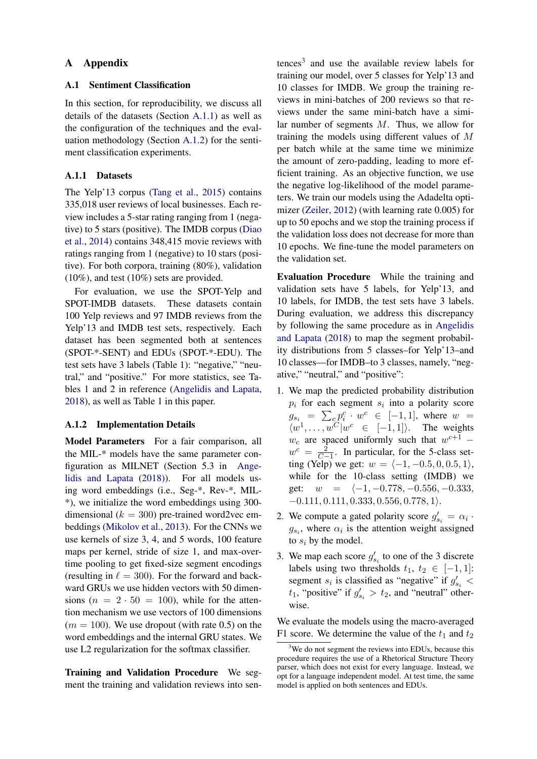# A Appendix

## A.1 Sentiment Classification

In this section, for reproducibility, we discuss all details of the datasets (Section A.1.1) as well as the configuration of the techniques and the evaluation methodology (Section A.1.2) for the sentiment classification experiments.

### A.1.1 Datasets

The Yelp'13 corpus (Tang et al., 2015) contains 335,018 user reviews of local businesses. Each review includes a 5-star rating ranging from 1 (negative) to 5 stars (positive). The IMDB corpus (Diao et al., 2014) contains 348,415 movie reviews with ratings ranging from 1 (negative) to 10 stars (positive). For both corpora, training (80%), validation (10%), and test (10%) sets are provided.

For evaluation, we use the SPOT-Yelp and SPOT-IMDB datasets. These datasets contain 100 Yelp reviews and 97 IMDB reviews from the Yelp'13 and IMDB test sets, respectively. Each dataset has been segmented both at sentences (SPOT-*-SENT) and EDUs (SPOT-*-EDU). The test sets have 3 labels (Table 1): "negative," "neutral," and "positive." For more statistics, see Tables 1 and 2 in reference (Angelidis and Lapata, 2018), as well as Table 1 in this paper.

### A.1.2 Implementation Details

**Model Parameters** For a fair comparison, all the MIL-* models have the same parameter configuration as MILNET (Section 5.3 in Angelidis and Lapata (2018)). For all models using word embeddings (i.e., Seg-*, Rev-*, MIL-*), we initialize the word embeddings using 300-dimensional ($k = 300$) pre-trained word2vec embeddings (Mikolov et al., 2013). For the CNNs we use kernels of size 3, 4, and 5 words, 100 feature maps per kernel, stride of size 1, and max-over-time pooling to get fixed-size segment encodings (resulting in $\ell = 300$). For the forward and backward GRUs we use hidden vectors with 50 dimensions ($n = 2 \cdot 50 = 100$), while for the attention mechanism we use vectors of 100 dimensions ($m = 100$). We use dropout (with rate 0.5) on the word embeddings and the internal GRU states. We use L2 regularization for the softmax classifier.

**Training and Validation Procedure** We segment the training and validation reviews into sentences[3] and use the available review labels for training our model, over 5 classes for Yelp'13 and 10 classes for IMDB. We group the training reviews in mini-batches of 200 reviews so that reviews under the same mini-batch have a similar number of segments $M$. Thus, we allow for training the models using different values of $M$ per batch while at the same time we minimize the amount of zero-padding, leading to more efficient training. As an objective function, we use the negative log-likelihood of the model parameters. We train our models using the Adadelta optimizer (Zeiler, 2012) (with learning rate 0.005) for up to 50 epochs and we stop the training process if the validation loss does not decrease for more than 10 epochs. We fine-tune the model parameters on the validation set.

**Evaluation Procedure** While the training and validation sets have 5 labels, for Yelp'13, and 10 labels, for IMDB, the test sets have 3 labels. During evaluation, we address this discrepancy by following the same procedure as in Angelidis and Lapata (2018) to map the segment probability distributions from 5 classes–for Yelp'13–and 10 classes—for IMDB–to 3 classes, namely, "negative," "neutral," and "positive":

1. We map the predicted probability distribution $p_i$ for each segment $s_i$ into a polarity score $g_{s_i} = \sum_c p_i^c \cdot w^c \in [-1, 1]$, where $w = \langle w^1, \ldots, w^C | w^c \in [-1, 1] \rangle$. The weights $w_c$ are spaced uniformly such that $w^{c+1} - w^c = \frac{2}{C-1}$. In particular, for the 5-class setting (Yelp) we get: $w = \langle -1, -0.5, 0, 0.5, 1 \rangle$, while for the 10-class setting (IMDB) we get: $w = \langle -1, -0.778, -0.556, -0.333, -0.111, 0.111, 0.333, 0.556, 0.778, 1 \rangle$.
2. We compute a gated polarity score $g'_{s_i} = \alpha_i \cdot g_{s_i}$, where $\alpha_i$ is the attention weight assigned to $s_i$ by the model.
3. We map each score $g'_{s_i}$ to one of the 3 discrete labels using two thresholds $t_1$, $t_2 \in [-1, 1]$: segment $s_i$ is classified as "negative" if $g'_{s_i} < t_1$, "positive" if $g'_{s_i} > t_2$, and "neutral" otherwise.

We evaluate the models using the macro-averaged F1 score. We determine the value of the $t_1$ and $t_2$

[3] We do not segment the reviews into EDUs, because this procedure requires the use of a Rhetorical Structure Theory parser, which does not exist for every language. Instead, we opt for a language independent model. At test time, the same model is applied on both sentences and EDUs.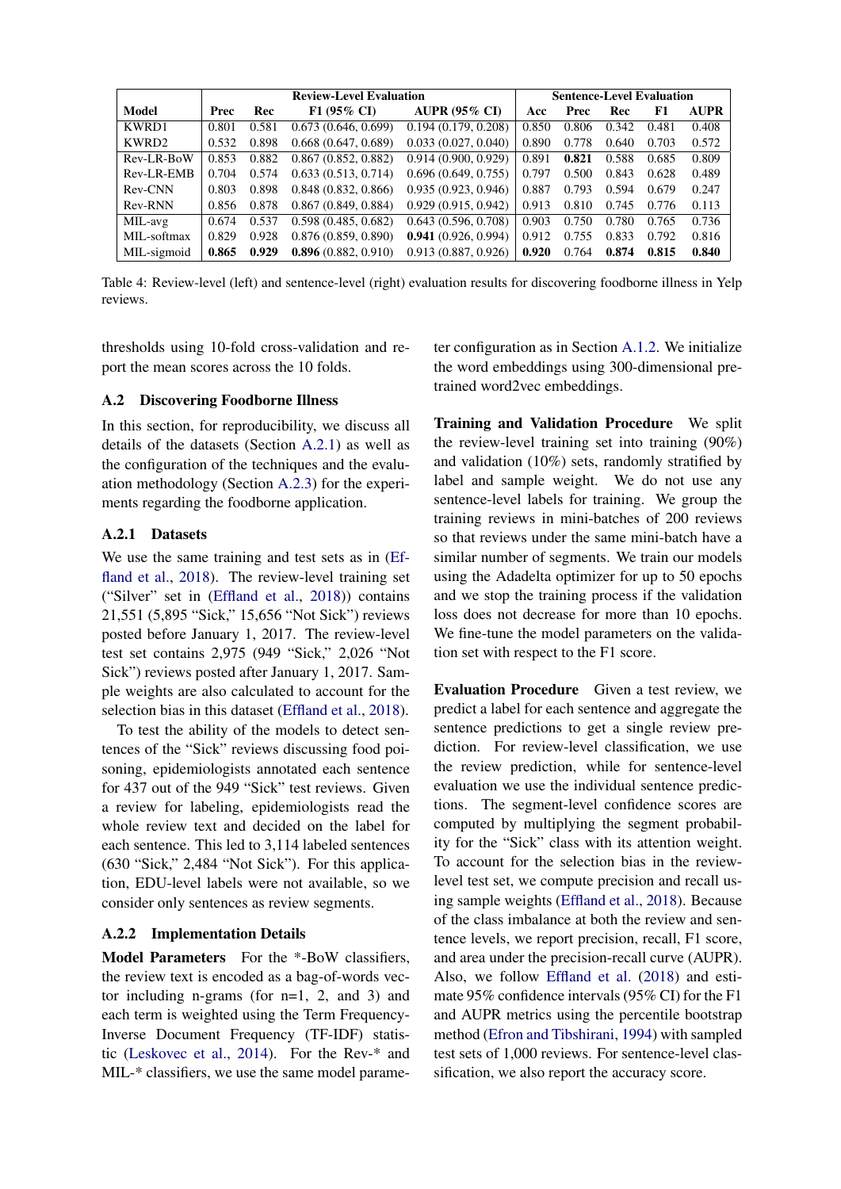| Model | Review-Level Evaluation | | | | Sentence-Level Evaluation | | | | |
|---|---|---|---|---|---|---|---|---|---|
| | Prec | Rec | F1 (95% CI) | AUPR (95% CI) | Acc | Prec | Rec | F1 | AUPR |
| KWRD1 | 0.801 | 0.581 | 0.673 (0.646, 0.699) | 0.194 (0.179, 0.208) | 0.850 | 0.806 | 0.342 | 0.481 | 0.408 |
| KWRD2 | 0.532 | 0.898 | 0.668 (0.647, 0.689) | 0.033 (0.027, 0.040) | 0.890 | 0.778 | 0.640 | 0.703 | 0.572 |
| Rev-LR-BoW | 0.853 | 0.882 | 0.867 (0.852, 0.882) | 0.914 (0.900, 0.929) | 0.891 | **0.821** | 0.588 | 0.685 | 0.809 |
| Rev-LR-EMB | 0.704 | 0.574 | 0.633 (0.513, 0.714) | 0.696 (0.649, 0.755) | 0.797 | 0.500 | 0.843 | 0.628 | 0.489 |
| Rev-CNN | 0.803 | 0.898 | 0.848 (0.832, 0.866) | 0.935 (0.923, 0.946) | 0.887 | 0.793 | 0.594 | 0.679 | 0.247 |
| Rev-RNN | 0.856 | 0.878 | 0.867 (0.849, 0.884) | 0.929 (0.915, 0.942) | 0.913 | 0.810 | 0.745 | 0.776 | 0.113 |
| MIL-avg | 0.674 | 0.537 | 0.598 (0.485, 0.682) | 0.643 (0.596, 0.708) | 0.903 | 0.750 | 0.780 | 0.765 | 0.736 |
| MIL-softmax | 0.829 | 0.928 | 0.876 (0.859, 0.890) | **0.941** (0.926, 0.994) | 0.912 | 0.755 | 0.833 | 0.792 | 0.816 |
| MIL-sigmoid | **0.865** | **0.929** | **0.896** (0.882, 0.910) | 0.913 (0.887, 0.926) | **0.920** | 0.764 | **0.874** | **0.815** | **0.840** |

Table 4: Review-level (left) and sentence-level (right) evaluation results for discovering foodborne illness in Yelp reviews.

thresholds using 10-fold cross-validation and report the mean scores across the 10 folds.

## A.2 Discovering Foodborne Illness

In this section, for reproducibility, we discuss all details of the datasets (Section A.2.1) as well as the configuration of the techniques and the evaluation methodology (Section A.2.3) for the experiments regarding the foodborne application.

### A.2.1 Datasets

We use the same training and test sets as in (Effland et al., 2018). The review-level training set ("Silver" set in (Effland et al., 2018)) contains 21,551 (5,895 "Sick," 15,656 "Not Sick") reviews posted before January 1, 2017. The review-level test set contains 2,975 (949 "Sick," 2,026 "Not Sick") reviews posted after January 1, 2017. Sample weights are also calculated to account for the selection bias in this dataset (Effland et al., 2018).

To test the ability of the models to detect sentences of the "Sick" reviews discussing food poisoning, epidemiologists annotated each sentence for 437 out of the 949 "Sick" test reviews. Given a review for labeling, epidemiologists read the whole review text and decided on the label for each sentence. This led to 3,114 labeled sentences (630 "Sick," 2,484 "Not Sick"). For this application, EDU-level labels were not available, so we consider only sentences as review segments.

### A.2.2 Implementation Details

**Model Parameters** For the *-BoW classifiers, the review text is encoded as a bag-of-words vector including n-grams (for n=1, 2, and 3) and each term is weighted using the Term Frequency-Inverse Document Frequency (TF-IDF) statistic (Leskovec et al., 2014). For the Rev-* and MIL-* classifiers, we use the same model parameter configuration as in Section A.1.2. We initialize the word embeddings using 300-dimensional pretrained word2vec embeddings.

**Training and Validation Procedure** We split the review-level training set into training (90%) and validation (10%) sets, randomly stratified by label and sample weight. We do not use any sentence-level labels for training. We group the training reviews in mini-batches of 200 reviews so that reviews under the same mini-batch have a similar number of segments. We train our models using the Adadelta optimizer for up to 50 epochs and we stop the training process if the validation loss does not decrease for more than 10 epochs. We fine-tune the model parameters on the validation set with respect to the F1 score.

**Evaluation Procedure** Given a test review, we predict a label for each sentence and aggregate the sentence predictions to get a single review prediction. For review-level classification, we use the review prediction, while for sentence-level evaluation we use the individual sentence predictions. The segment-level confidence scores are computed by multiplying the segment probability for the "Sick" class with its attention weight. To account for the selection bias in the review-level test set, we compute precision and recall using sample weights (Effland et al., 2018). Because of the class imbalance at both the review and sentence levels, we report precision, recall, F1 score, and area under the precision-recall curve (AUPR). Also, we follow Effland et al. (2018) and estimate 95% confidence intervals (95% CI) for the F1 and AUPR metrics using the percentile bootstrap method (Efron and Tibshirani, 1994) with sampled test sets of 1,000 reviews. For sentence-level classification, we also report the accuracy score.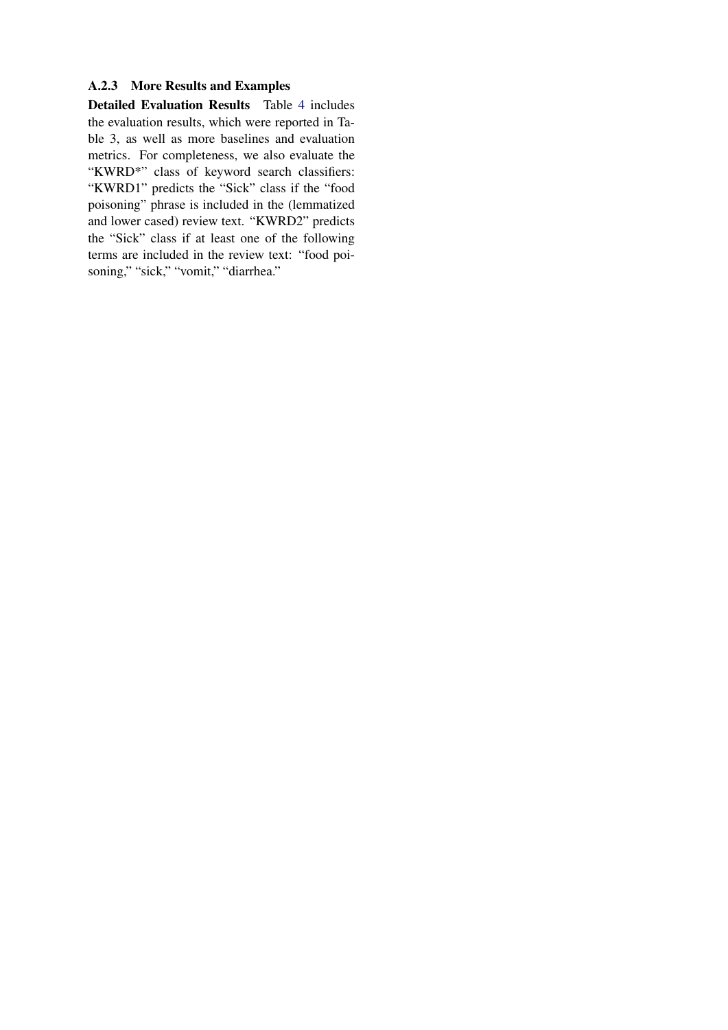### A.2.3 More Results and Examples

**Detailed Evaluation Results** Table 4 includes the evaluation results, which were reported in Table 3, as well as more baselines and evaluation metrics. For completeness, we also evaluate the "KWRD*" class of keyword search classifiers: "KWRD1" predicts the "Sick" class if the "food poisoning" phrase is included in the (lemmatized and lower cased) review text. "KWRD2" predicts the "Sick" class if at least one of the following terms are included in the review text: "food poisoning," "sick," "vomit," "diarrhea."